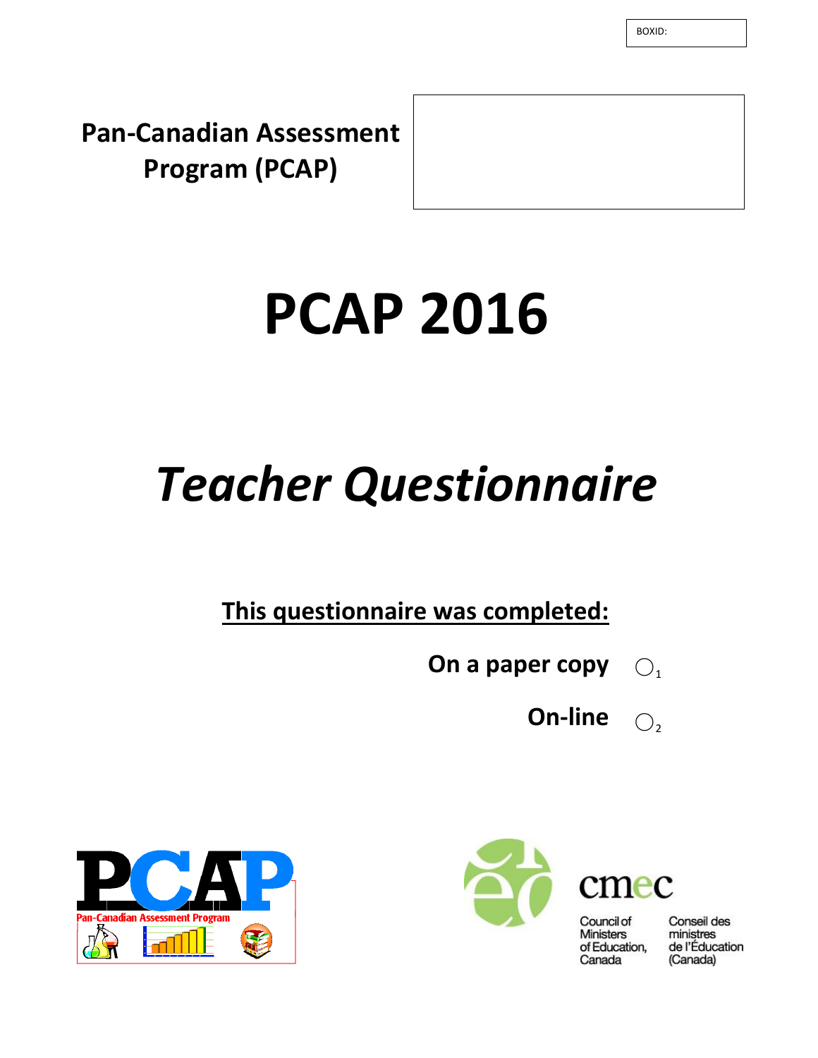BOXID:

**Pan-Canadian Assessment Program (PCAP)**

# PCAP 2016

# *Teacher Questionnaire*

**<u>This questionnaire was completed:</u>**

**On a paper copy** ◯1

**On-line** ◯2

PCAP
Pan-Canadian Assessment Program

cmec

Council of Ministers of Education, Canada

Conseil des ministres de l'Éducation (Canada)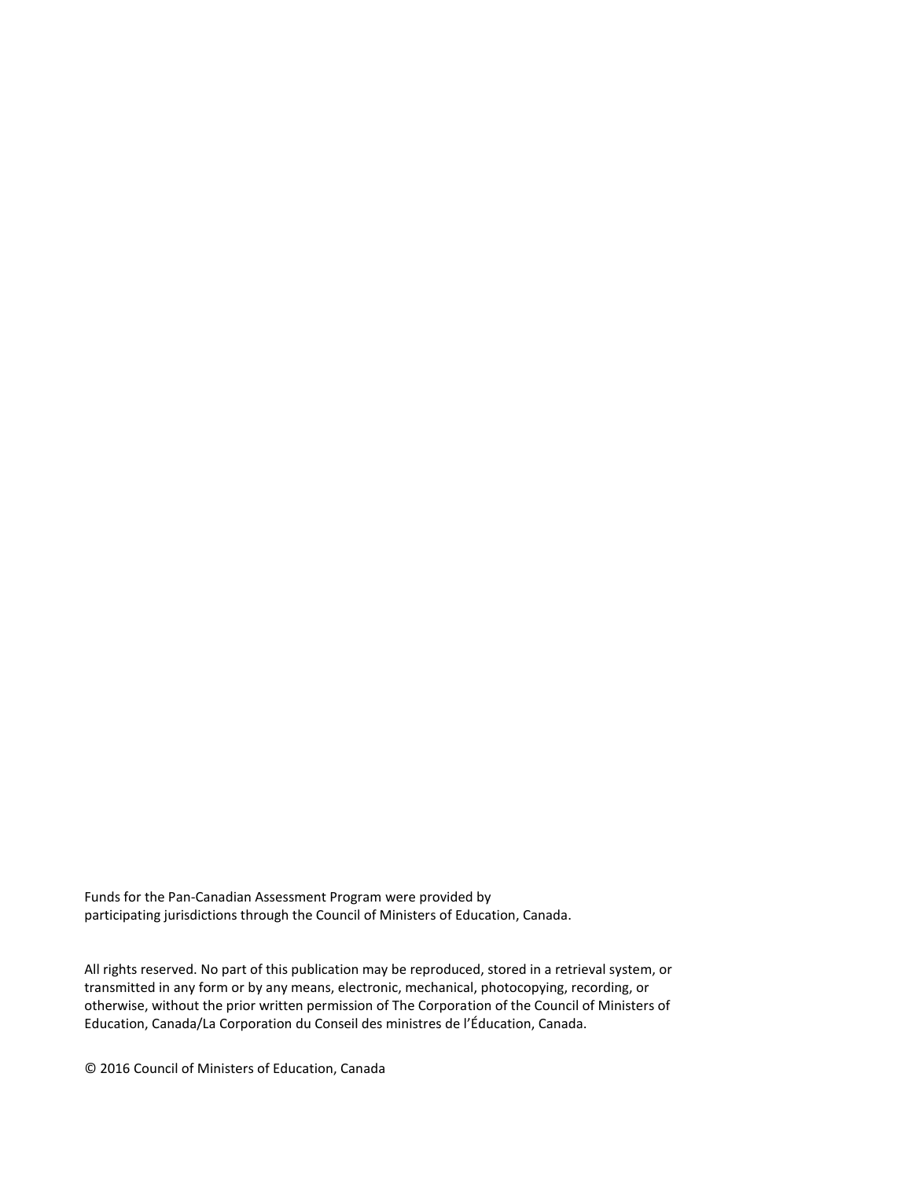Funds for the Pan-Canadian Assessment Program were provided by participating jurisdictions through the Council of Ministers of Education, Canada.

All rights reserved. No part of this publication may be reproduced, stored in a retrieval system, or transmitted in any form or by any means, electronic, mechanical, photocopying, recording, or otherwise, without the prior written permission of The Corporation of the Council of Ministers of Education, Canada/La Corporation du Conseil des ministres de l'Éducation, Canada.

© 2016 Council of Ministers of Education, Canada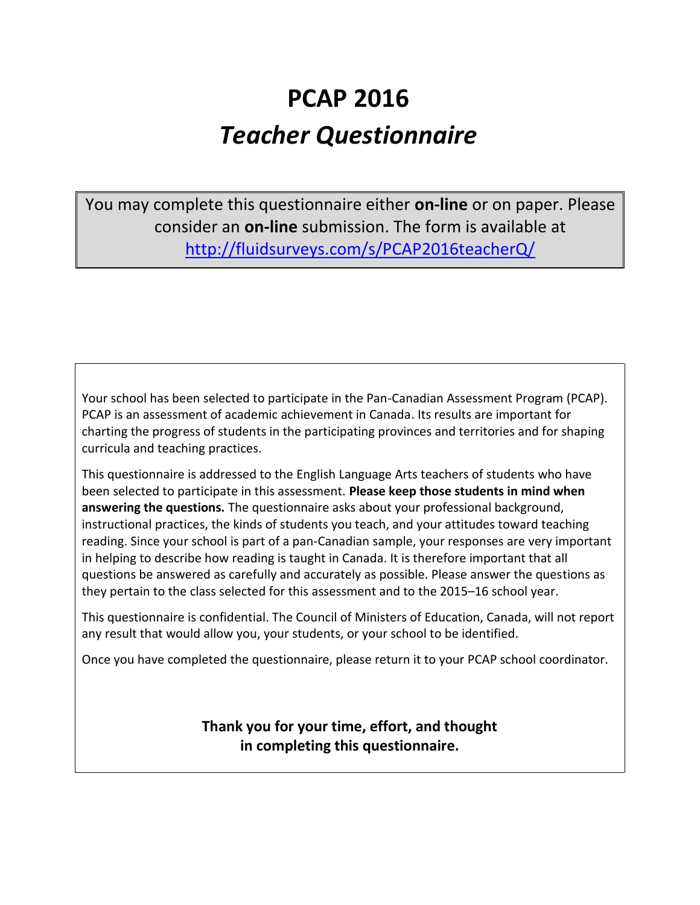# PCAP 2016

# *Teacher Questionnaire*

You may complete this questionnaire either **on-line** or on paper. Please consider an **on-line** submission. The form is available at http://fluidsurveys.com/s/PCAP2016teacherQ/

Your school has been selected to participate in the Pan-Canadian Assessment Program (PCAP). PCAP is an assessment of academic achievement in Canada. Its results are important for charting the progress of students in the participating provinces and territories and for shaping curricula and teaching practices.

This questionnaire is addressed to the English Language Arts teachers of students who have been selected to participate in this assessment. **Please keep those students in mind when answering the questions.** The questionnaire asks about your professional background, instructional practices, the kinds of students you teach, and your attitudes toward teaching reading. Since your school is part of a pan-Canadian sample, your responses are very important in helping to describe how reading is taught in Canada. It is therefore important that all questions be answered as carefully and accurately as possible. Please answer the questions as they pertain to the class selected for this assessment and to the 2015–16 school year.

This questionnaire is confidential. The Council of Ministers of Education, Canada, will not report any result that would allow you, your students, or your school to be identified.

Once you have completed the questionnaire, please return it to your PCAP school coordinator.

**Thank you for your time, effort, and thought in completing this questionnaire.**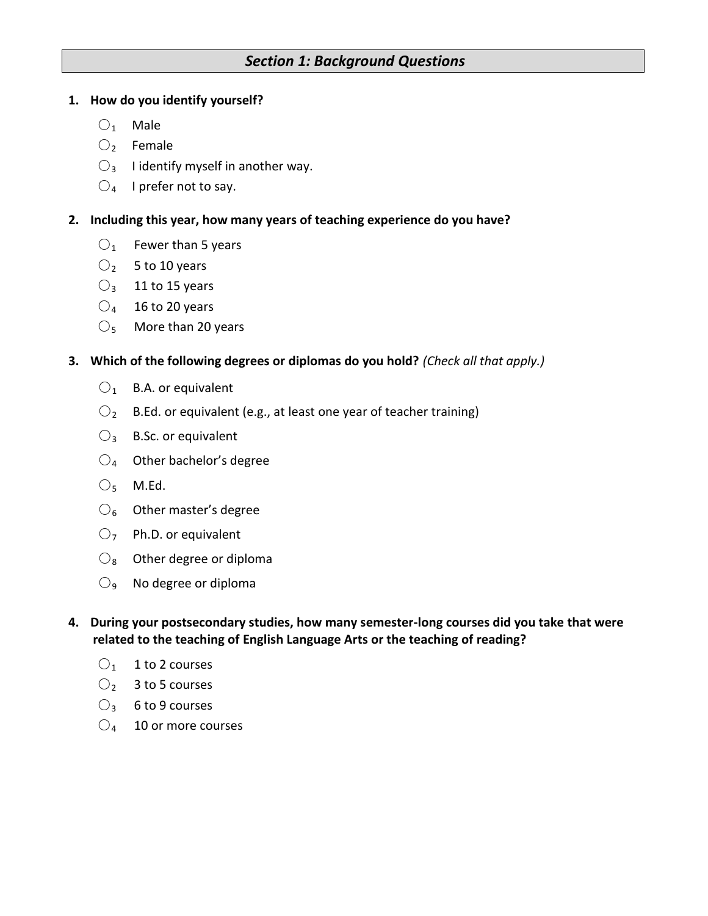## *Section 1: Background Questions*

**1. How do you identify yourself?**

- ○ $_1$ Male
- ○ $_2$ Female
- ○ $_3$ I identify myself in another way.
- ○ $_4$ I prefer not to say.

**2. Including this year, how many years of teaching experience do you have?**

- ○ $_1$ Fewer than 5 years
- ○ $_2$ 5 to 10 years
- ○ $_3$ 11 to 15 years
- ○ $_4$ 16 to 20 years
- ○ $_5$ More than 20 years

**3. Which of the following degrees or diplomas do you hold?** *(Check all that apply.)*

- ○ $_1$ B.A. or equivalent
- ○ $_2$ B.Ed. or equivalent (e.g., at least one year of teacher training)
- ○ $_3$ B.Sc. or equivalent
- ○ $_4$ Other bachelor's degree
- ○ $_5$ M.Ed.
- ○ $_6$ Other master's degree
- ○ $_7$ Ph.D. or equivalent
- ○ $_8$ Other degree or diploma
- ○ $_9$ No degree or diploma

**4. During your postsecondary studies, how many semester-long courses did you take that were related to the teaching of English Language Arts or the teaching of reading?**

- ○ $_1$ 1 to 2 courses
- ○ $_2$ 3 to 5 courses
- ○ $_3$ 6 to 9 courses
- ○ $_4$ 10 or more courses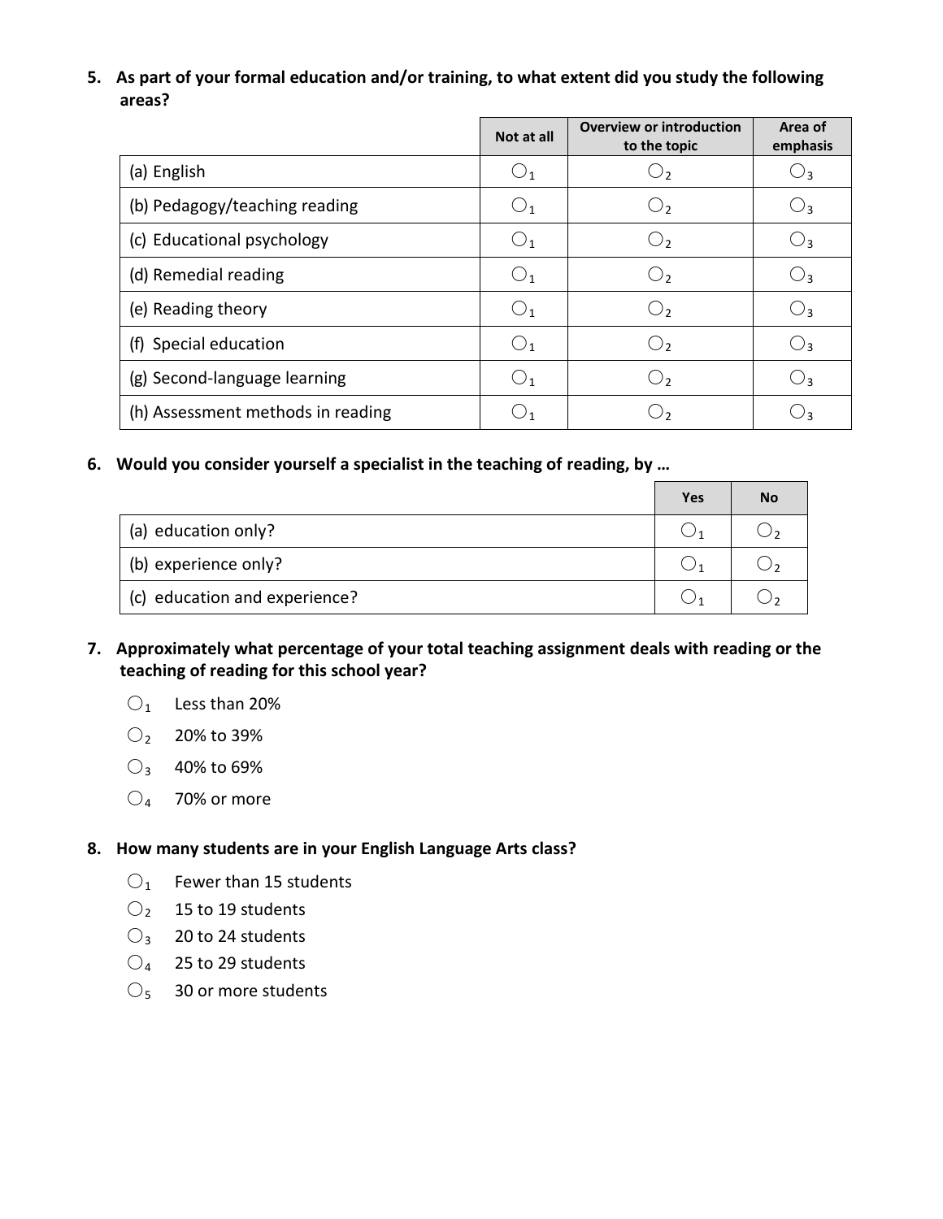**5. As part of your formal education and/or training, to what extent did you study the following areas?**

| | Not at all | Overview or introduction to the topic | Area of emphasis |
|---|---|---|---|
| (a) English | ○1 | ○2 | ○3 |
| (b) Pedagogy/teaching reading | ○1 | ○2 | ○3 |
| (c) Educational psychology | ○1 | ○2 | ○3 |
| (d) Remedial reading | ○1 | ○2 | ○3 |
| (e) Reading theory | ○1 | ○2 | ○3 |
| (f) Special education | ○1 | ○2 | ○3 |
| (g) Second-language learning | ○1 | ○2 | ○3 |
| (h) Assessment methods in reading | ○1 | ○2 | ○3 |

**6. Would you consider yourself a specialist in the teaching of reading, by …**

| | Yes | No |
|---|---|---|
| (a) education only? | ○1 | ○2 |
| (b) experience only? | ○1 | ○2 |
| (c) education and experience? | ○1 | ○2 |

**7. Approximately what percentage of your total teaching assignment deals with reading or the teaching of reading for this school year?**

- ○1 Less than 20%
- ○2 20% to 39%
- ○3 40% to 69%
- ○4 70% or more

**8. How many students are in your English Language Arts class?**

- ○1 Fewer than 15 students
- ○2 15 to 19 students
- ○3 20 to 24 students
- ○4 25 to 29 students
- ○5 30 or more students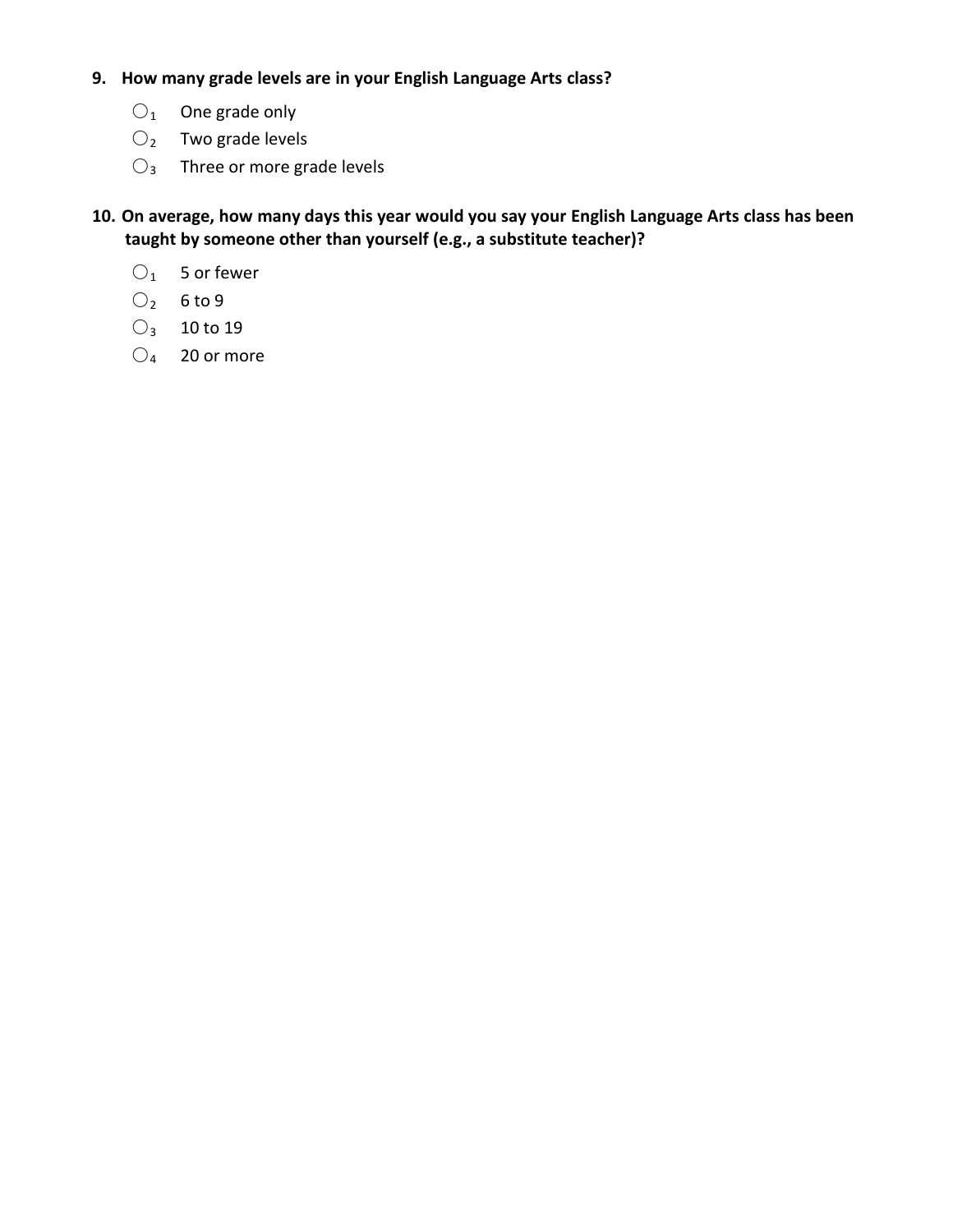**9. How many grade levels are in your English Language Arts class?**

- ○ 1 One grade only
- ○ 2 Two grade levels
- ○ 3 Three or more grade levels

**10. On average, how many days this year would you say your English Language Arts class has been taught by someone other than yourself (e.g., a substitute teacher)?**

- ○ 1 5 or fewer
- ○ 2 6 to 9
- ○ 3 10 to 19
- ○ 4 20 or more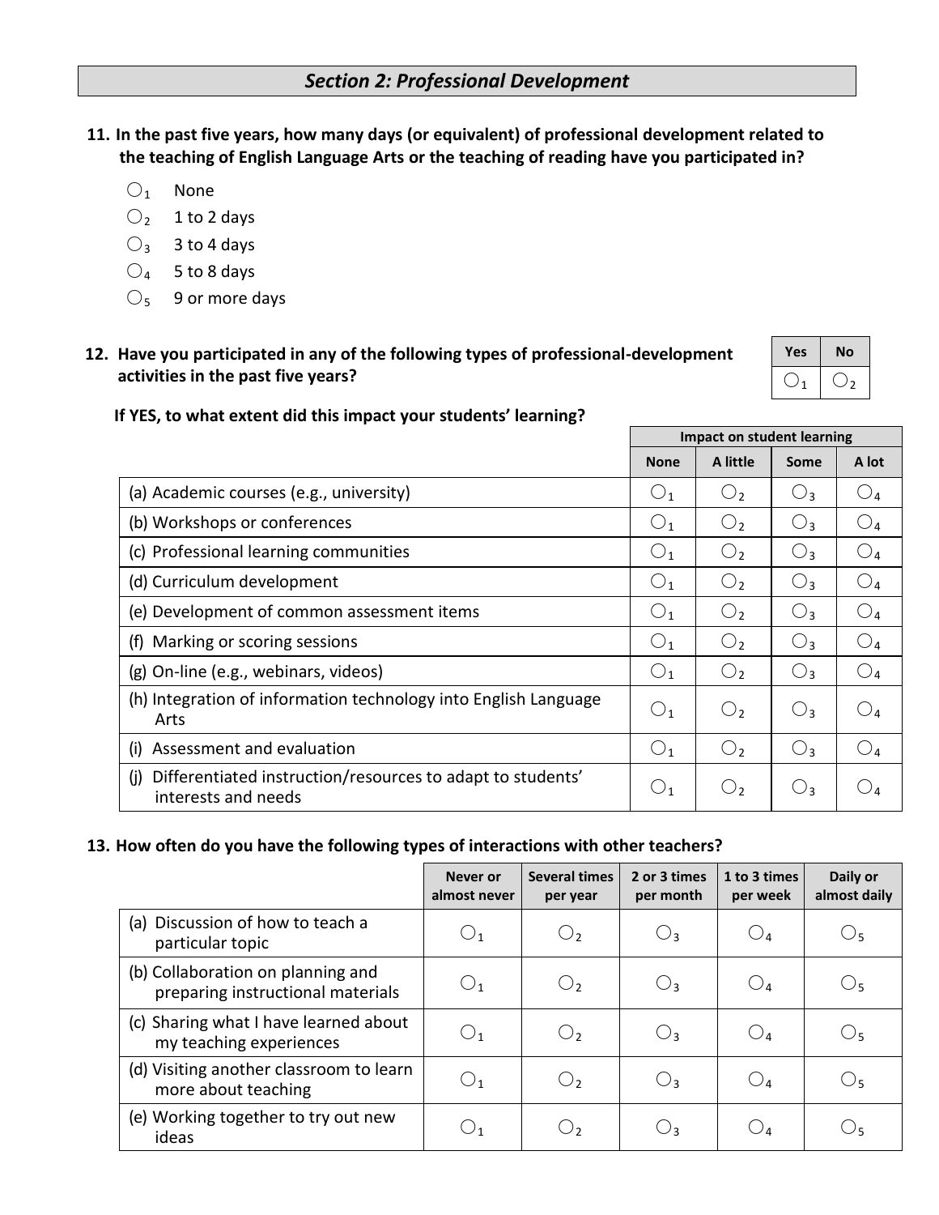## *Section 2: Professional Development*

**11. In the past five years, how many days (or equivalent) of professional development related to the teaching of English Language Arts or the teaching of reading have you participated in?**

- ○1 None
- ○2 1 to 2 days
- ○3 3 to 4 days
- ○4 5 to 8 days
- ○5 9 or more days

**12. Have you participated in any of the following types of professional-development activities in the past five years?**

| Yes | No |
|---|---|
| ○1 | ○2 |

**If YES, to what extent did this impact your students' learning?**

| | Impact on student learning | | | |
|---|---|---|---|---|
| | None | A little | Some | A lot |
| (a) Academic courses (e.g., university) | ○1 | ○2 | ○3 | ○4 |
| (b) Workshops or conferences | ○1 | ○2 | ○3 | ○4 |
| (c) Professional learning communities | ○1 | ○2 | ○3 | ○4 |
| (d) Curriculum development | ○1 | ○2 | ○3 | ○4 |
| (e) Development of common assessment items | ○1 | ○2 | ○3 | ○4 |
| (f) Marking or scoring sessions | ○1 | ○2 | ○3 | ○4 |
| (g) On-line (e.g., webinars, videos) | ○1 | ○2 | ○3 | ○4 |
| (h) Integration of information technology into English Language Arts | ○1 | ○2 | ○3 | ○4 |
| (i) Assessment and evaluation | ○1 | ○2 | ○3 | ○4 |
| (j) Differentiated instruction/resources to adapt to students' interests and needs | ○1 | ○2 | ○3 | ○4 |

**13. How often do you have the following types of interactions with other teachers?**

| | Never or almost never | Several times per year | 2 or 3 times per month | 1 to 3 times per week | Daily or almost daily |
|---|---|---|---|---|---|
| (a) Discussion of how to teach a particular topic | ○1 | ○2 | ○3 | ○4 | ○5 |
| (b) Collaboration on planning and preparing instructional materials | ○1 | ○2 | ○3 | ○4 | ○5 |
| (c) Sharing what I have learned about my teaching experiences | ○1 | ○2 | ○3 | ○4 | ○5 |
| (d) Visiting another classroom to learn more about teaching | ○1 | ○2 | ○3 | ○4 | ○5 |
| (e) Working together to try out new ideas | ○1 | ○2 | ○3 | ○4 | ○5 |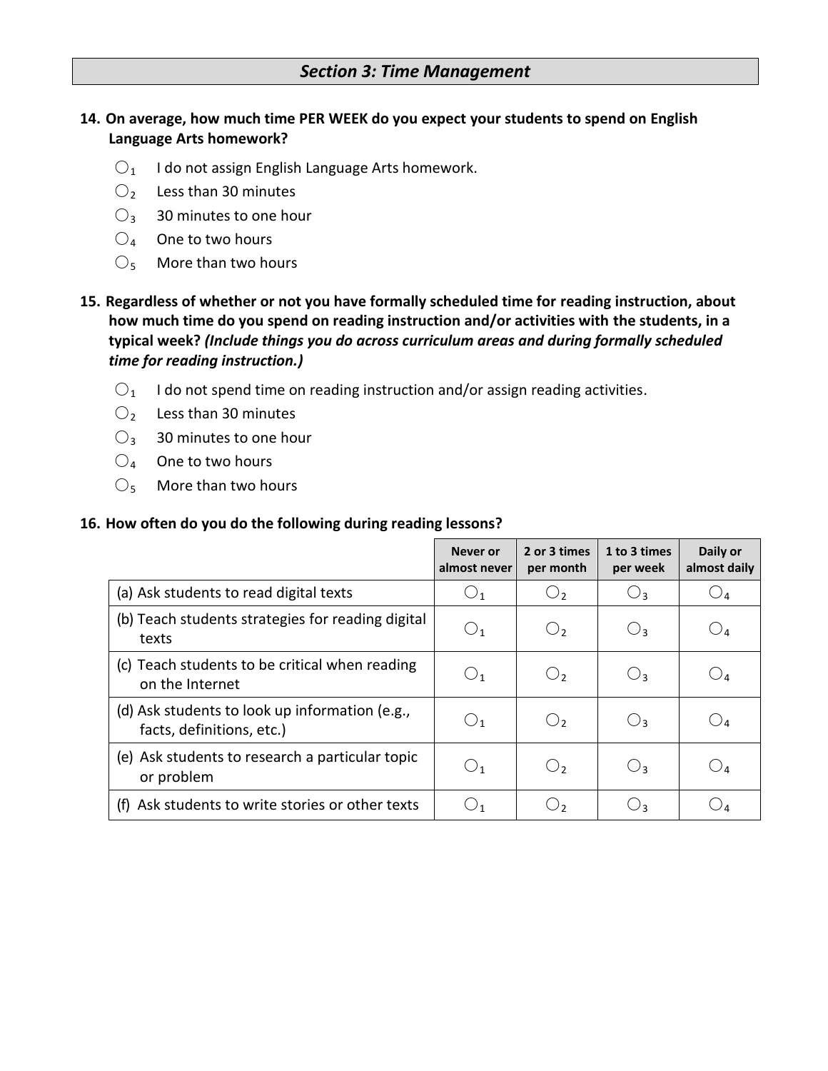## *Section 3: Time Management*

**14. On average, how much time PER WEEK do you expect your students to spend on English Language Arts homework?**

- ○ 1 I do not assign English Language Arts homework.
- ○ 2 Less than 30 minutes
- ○ 3 30 minutes to one hour
- ○ 4 One to two hours
- ○ 5 More than two hours

**15. Regardless of whether or not you have formally scheduled time for reading instruction, about how much time do you spend on reading instruction and/or activities with the students, in a typical week? *(Include things you do across curriculum areas and during formally scheduled time for reading instruction.)***

- ○ 1 I do not spend time on reading instruction and/or assign reading activities.
- ○ 2 Less than 30 minutes
- ○ 3 30 minutes to one hour
- ○ 4 One to two hours
- ○ 5 More than two hours

**16. How often do you do the following during reading lessons?**

| | Never or almost never | 2 or 3 times per month | 1 to 3 times per week | Daily or almost daily |
|---|---|---|---|---|
| (a) Ask students to read digital texts | ○ 1 | ○ 2 | ○ 3 | ○ 4 |
| (b) Teach students strategies for reading digital texts | ○ 1 | ○ 2 | ○ 3 | ○ 4 |
| (c) Teach students to be critical when reading on the Internet | ○ 1 | ○ 2 | ○ 3 | ○ 4 |
| (d) Ask students to look up information (e.g., facts, definitions, etc.) | ○ 1 | ○ 2 | ○ 3 | ○ 4 |
| (e) Ask students to research a particular topic or problem | ○ 1 | ○ 2 | ○ 3 | ○ 4 |
| (f) Ask students to write stories or other texts | ○ 1 | ○ 2 | ○ 3 | ○ 4 |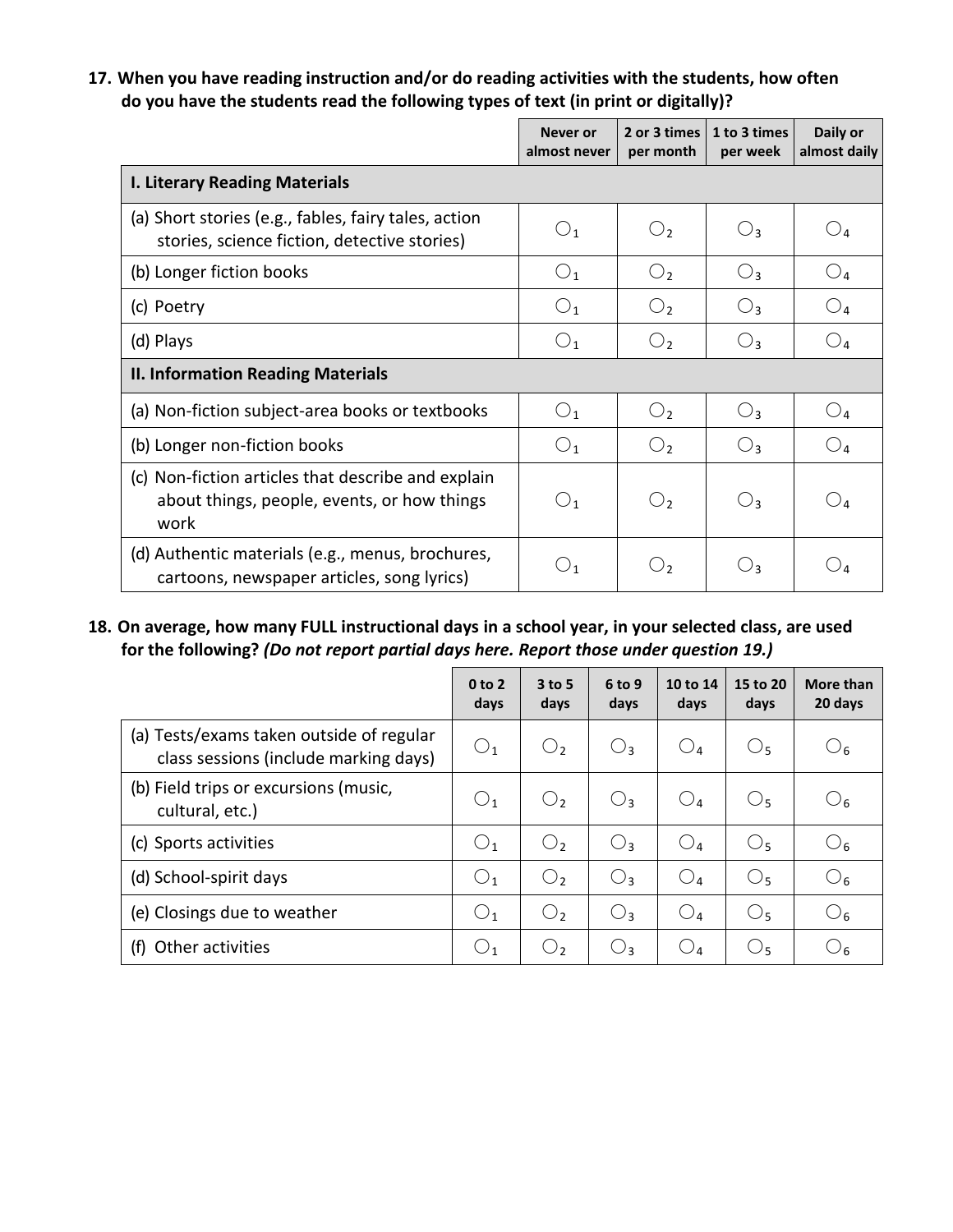**17. When you have reading instruction and/or do reading activities with the students, how often do you have the students read the following types of text (in print or digitally)?**

| | Never or almost never | 2 or 3 times per month | 1 to 3 times per week | Daily or almost daily |
|---|---|---|---|---|
| **I. Literary Reading Materials** | | | | |
| (a) Short stories (e.g., fables, fairy tales, action stories, science fiction, detective stories) | ○ 1 | ○ 2 | ○ 3 | ○ 4 |
| (b) Longer fiction books | ○ 1 | ○ 2 | ○ 3 | ○ 4 |
| (c) Poetry | ○ 1 | ○ 2 | ○ 3 | ○ 4 |
| (d) Plays | ○ 1 | ○ 2 | ○ 3 | ○ 4 |
| **II. Information Reading Materials** | | | | |
| (a) Non-fiction subject-area books or textbooks | ○ 1 | ○ 2 | ○ 3 | ○ 4 |
| (b) Longer non-fiction books | ○ 1 | ○ 2 | ○ 3 | ○ 4 |
| (c) Non-fiction articles that describe and explain about things, people, events, or how things work | ○ 1 | ○ 2 | ○ 3 | ○ 4 |
| (d) Authentic materials (e.g., menus, brochures, cartoons, newspaper articles, song lyrics) | ○ 1 | ○ 2 | ○ 3 | ○ 4 |

**18. On average, how many FULL instructional days in a school year, in your selected class, are used for the following? *(Do not report partial days here. Report those under question 19.)***

| | 0 to 2 days | 3 to 5 days | 6 to 9 days | 10 to 14 days | 15 to 20 days | More than 20 days |
|---|---|---|---|---|---|---|
| (a) Tests/exams taken outside of regular class sessions (include marking days) | ○ 1 | ○ 2 | ○ 3 | ○ 4 | ○ 5 | ○ 6 |
| (b) Field trips or excursions (music, cultural, etc.) | ○ 1 | ○ 2 | ○ 3 | ○ 4 | ○ 5 | ○ 6 |
| (c) Sports activities | ○ 1 | ○ 2 | ○ 3 | ○ 4 | ○ 5 | ○ 6 |
| (d) School-spirit days | ○ 1 | ○ 2 | ○ 3 | ○ 4 | ○ 5 | ○ 6 |
| (e) Closings due to weather | ○ 1 | ○ 2 | ○ 3 | ○ 4 | ○ 5 | ○ 6 |
| (f) Other activities | ○ 1 | ○ 2 | ○ 3 | ○ 4 | ○ 5 | ○ 6 |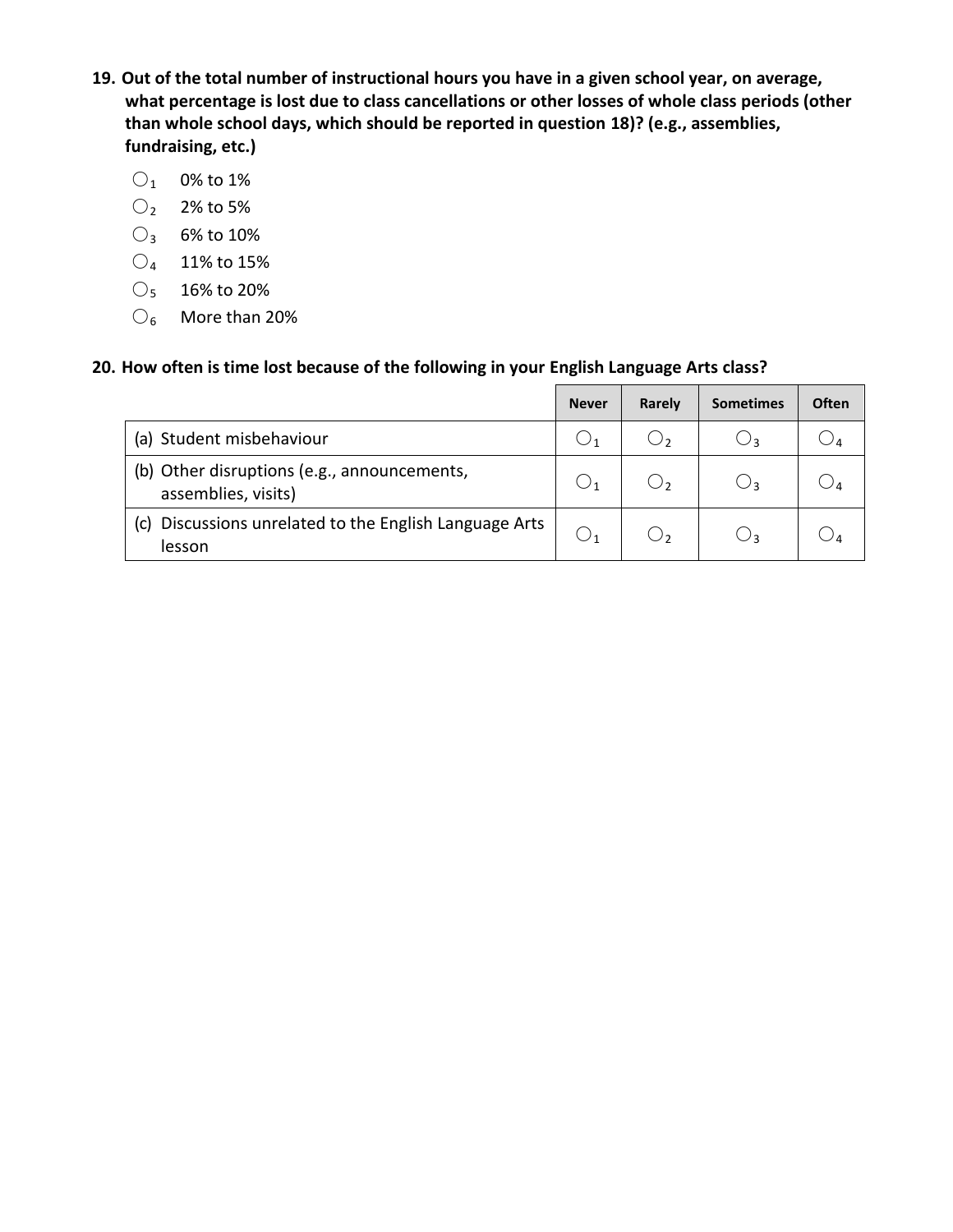**19. Out of the total number of instructional hours you have in a given school year, on average, what percentage is lost due to class cancellations or other losses of whole class periods (other than whole school days, which should be reported in question 18)? (e.g., assemblies, fundraising, etc.)**

- ○1 0% to 1%
- ○2 2% to 5%
- ○3 6% to 10%
- ○4 11% to 15%
- ○5 16% to 20%
- ○6 More than 20%

**20. How often is time lost because of the following in your English Language Arts class?**

| | Never | Rarely | Sometimes | Often |
|---|---|---|---|---|
| (a) Student misbehaviour | ○1 | ○2 | ○3 | ○4 |
| (b) Other disruptions (e.g., announcements, assemblies, visits) | ○1 | ○2 | ○3 | ○4 |
| (c) Discussions unrelated to the English Language Arts lesson | ○1 | ○2 | ○3 | ○4 |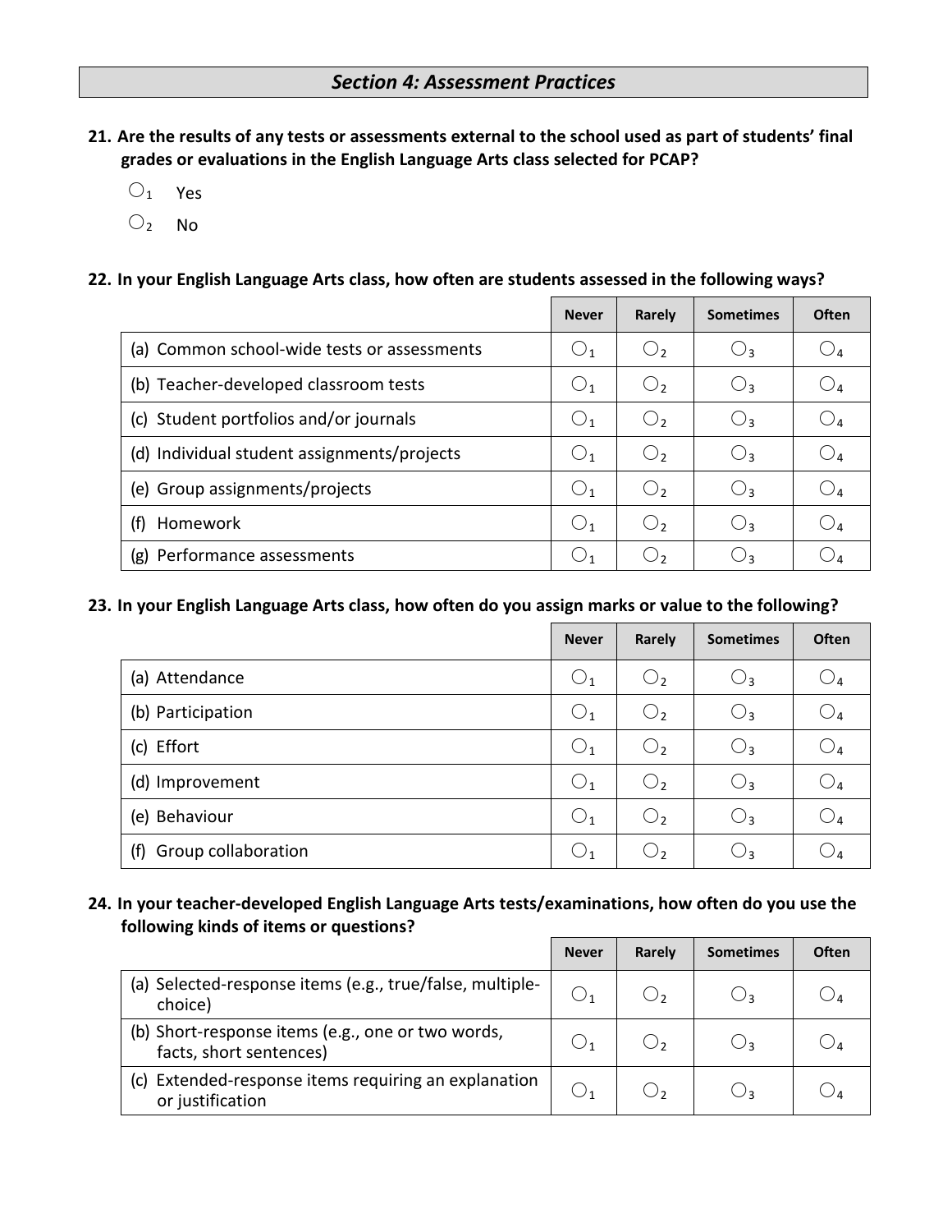## *Section 4: Assessment Practices*

**21. Are the results of any tests or assessments external to the school used as part of students' final grades or evaluations in the English Language Arts class selected for PCAP?**

- ○1 Yes
- ○2 No

**22. In your English Language Arts class, how often are students assessed in the following ways?**

| | Never | Rarely | Sometimes | Often |
|---|---|---|---|---|
| (a) Common school-wide tests or assessments | ○1 | ○2 | ○3 | ○4 |
| (b) Teacher-developed classroom tests | ○1 | ○2 | ○3 | ○4 |
| (c) Student portfolios and/or journals | ○1 | ○2 | ○3 | ○4 |
| (d) Individual student assignments/projects | ○1 | ○2 | ○3 | ○4 |
| (e) Group assignments/projects | ○1 | ○2 | ○3 | ○4 |
| (f) Homework | ○1 | ○2 | ○3 | ○4 |
| (g) Performance assessments | ○1 | ○2 | ○3 | ○4 |

**23. In your English Language Arts class, how often do you assign marks or value to the following?**

| | Never | Rarely | Sometimes | Often |
|---|---|---|---|---|
| (a) Attendance | ○1 | ○2 | ○3 | ○4 |
| (b) Participation | ○1 | ○2 | ○3 | ○4 |
| (c) Effort | ○1 | ○2 | ○3 | ○4 |
| (d) Improvement | ○1 | ○2 | ○3 | ○4 |
| (e) Behaviour | ○1 | ○2 | ○3 | ○4 |
| (f) Group collaboration | ○1 | ○2 | ○3 | ○4 |

**24. In your teacher-developed English Language Arts tests/examinations, how often do you use the following kinds of items or questions?**

| | Never | Rarely | Sometimes | Often |
|---|---|---|---|---|
| (a) Selected-response items (e.g., true/false, multiple-choice) | ○1 | ○2 | ○3 | ○4 |
| (b) Short-response items (e.g., one or two words, facts, short sentences) | ○1 | ○2 | ○3 | ○4 |
| (c) Extended-response items requiring an explanation or justification | ○1 | ○2 | ○3 | ○4 |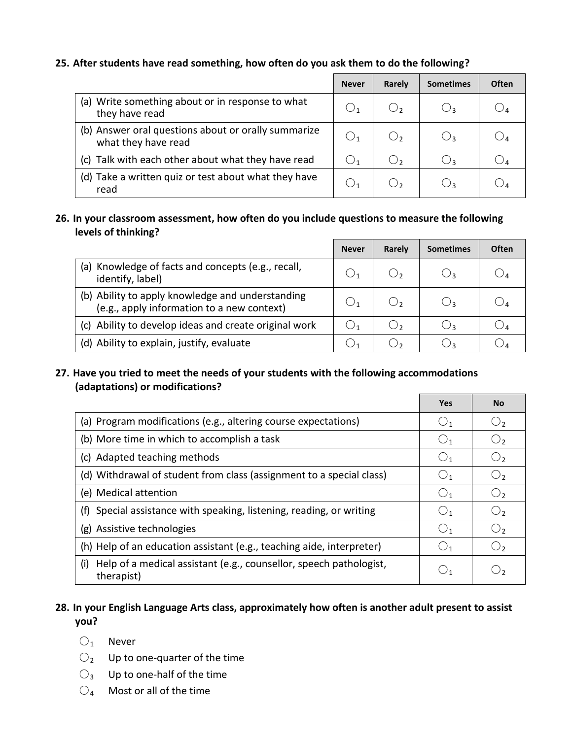**25. After students have read something, how often do you ask them to do the following?**

| | Never | Rarely | Sometimes | Often |
|---|---|---|---|---|
| (a) Write something about or in response to what they have read | ○1 | ○2 | ○3 | ○4 |
| (b) Answer oral questions about or orally summarize what they have read | ○1 | ○2 | ○3 | ○4 |
| (c) Talk with each other about what they have read | ○1 | ○2 | ○3 | ○4 |
| (d) Take a written quiz or test about what they have read | ○1 | ○2 | ○3 | ○4 |

**26. In your classroom assessment, how often do you include questions to measure the following levels of thinking?**

| | Never | Rarely | Sometimes | Often |
|---|---|---|---|---|
| (a) Knowledge of facts and concepts (e.g., recall, identify, label) | ○1 | ○2 | ○3 | ○4 |
| (b) Ability to apply knowledge and understanding (e.g., apply information to a new context) | ○1 | ○2 | ○3 | ○4 |
| (c) Ability to develop ideas and create original work | ○1 | ○2 | ○3 | ○4 |
| (d) Ability to explain, justify, evaluate | ○1 | ○2 | ○3 | ○4 |

**27. Have you tried to meet the needs of your students with the following accommodations (adaptations) or modifications?**

| | Yes | No |
|---|---|---|
| (a) Program modifications (e.g., altering course expectations) | ○1 | ○2 |
| (b) More time in which to accomplish a task | ○1 | ○2 |
| (c) Adapted teaching methods | ○1 | ○2 |
| (d) Withdrawal of student from class (assignment to a special class) | ○1 | ○2 |
| (e) Medical attention | ○1 | ○2 |
| (f) Special assistance with speaking, listening, reading, or writing | ○1 | ○2 |
| (g) Assistive technologies | ○1 | ○2 |
| (h) Help of an education assistant (e.g., teaching aide, interpreter) | ○1 | ○2 |
| (i) Help of a medical assistant (e.g., counsellor, speech pathologist, therapist) | ○1 | ○2 |

**28. In your English Language Arts class, approximately how often is another adult present to assist you?**

- ○1 Never
- ○2 Up to one-quarter of the time
- ○3 Up to one-half of the time
- ○4 Most or all of the time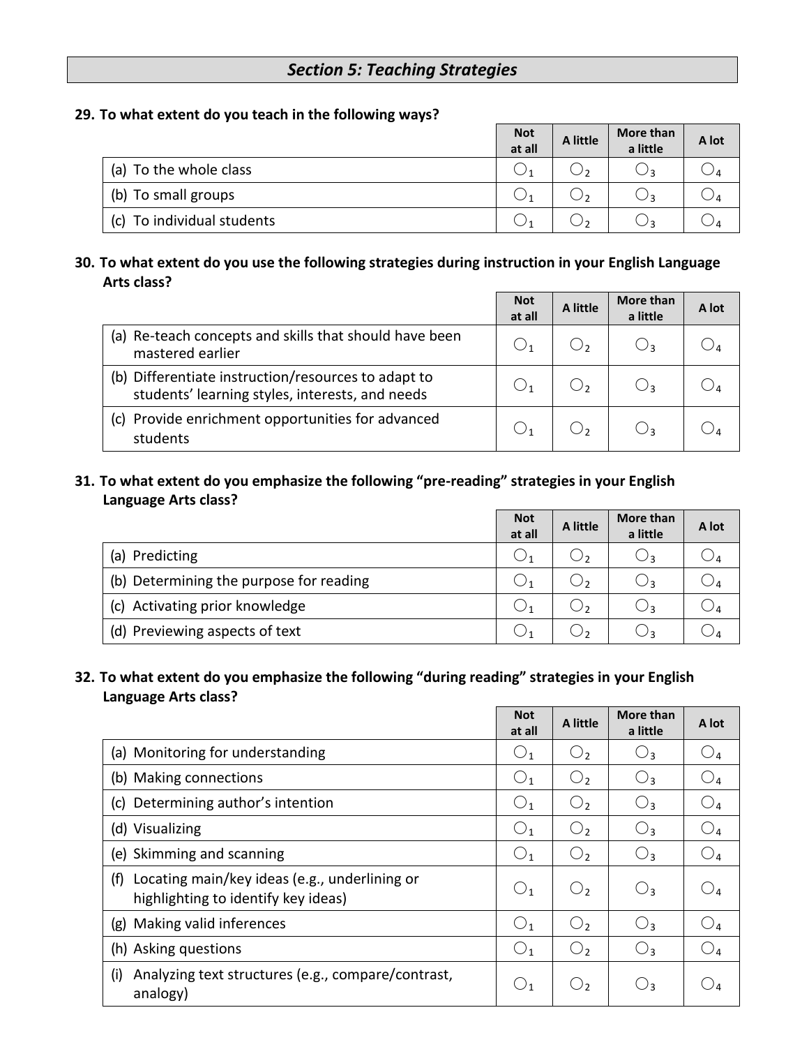## *Section 5: Teaching Strategies*

**29. To what extent do you teach in the following ways?**

| | Not at all | A little | More than a little | A lot |
|---|---|---|---|---|
| (a) To the whole class | ○1 | ○2 | ○3 | ○4 |
| (b) To small groups | ○1 | ○2 | ○3 | ○4 |
| (c) To individual students | ○1 | ○2 | ○3 | ○4 |

**30. To what extent do you use the following strategies during instruction in your English Language Arts class?**

| | Not at all | A little | More than a little | A lot |
|---|---|---|---|---|
| (a) Re-teach concepts and skills that should have been mastered earlier | ○1 | ○2 | ○3 | ○4 |
| (b) Differentiate instruction/resources to adapt to students' learning styles, interests, and needs | ○1 | ○2 | ○3 | ○4 |
| (c) Provide enrichment opportunities for advanced students | ○1 | ○2 | ○3 | ○4 |

**31. To what extent do you emphasize the following "pre-reading" strategies in your English Language Arts class?**

| | Not at all | A little | More than a little | A lot |
|---|---|---|---|---|
| (a) Predicting | ○1 | ○2 | ○3 | ○4 |
| (b) Determining the purpose for reading | ○1 | ○2 | ○3 | ○4 |
| (c) Activating prior knowledge | ○1 | ○2 | ○3 | ○4 |
| (d) Previewing aspects of text | ○1 | ○2 | ○3 | ○4 |

**32. To what extent do you emphasize the following "during reading" strategies in your English Language Arts class?**

| | Not at all | A little | More than a little | A lot |
|---|---|---|---|---|
| (a) Monitoring for understanding | ○1 | ○2 | ○3 | ○4 |
| (b) Making connections | ○1 | ○2 | ○3 | ○4 |
| (c) Determining author's intention | ○1 | ○2 | ○3 | ○4 |
| (d) Visualizing | ○1 | ○2 | ○3 | ○4 |
| (e) Skimming and scanning | ○1 | ○2 | ○3 | ○4 |
| (f) Locating main/key ideas (e.g., underlining or highlighting to identify key ideas) | ○1 | ○2 | ○3 | ○4 |
| (g) Making valid inferences | ○1 | ○2 | ○3 | ○4 |
| (h) Asking questions | ○1 | ○2 | ○3 | ○4 |
| (i) Analyzing text structures (e.g., compare/contrast, analogy) | ○1 | ○2 | ○3 | ○4 |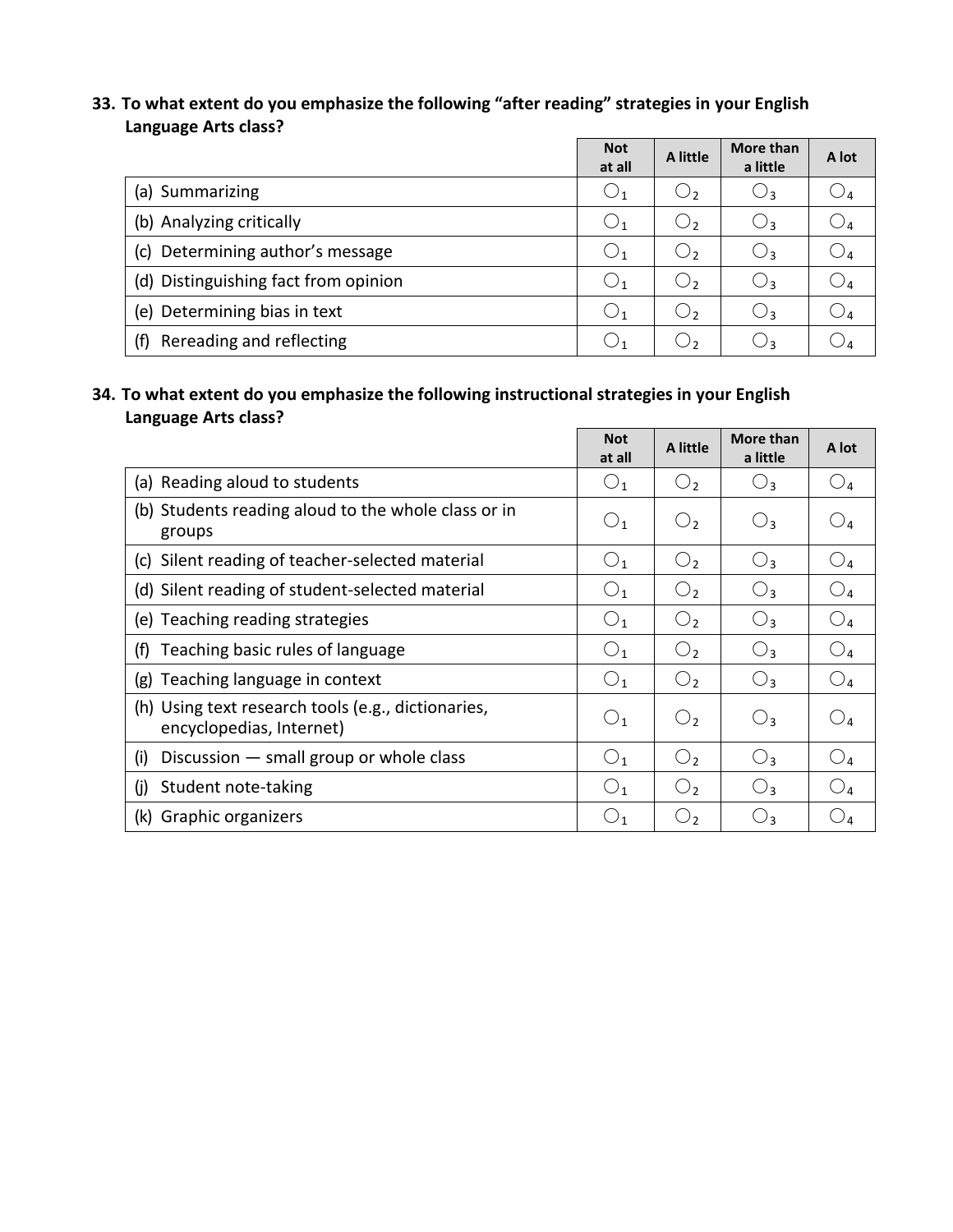**33. To what extent do you emphasize the following "after reading" strategies in your English Language Arts class?**

| | Not at all | A little | More than a little | A lot |
|---|---|---|---|---|
| (a) Summarizing | ○1 | ○2 | ○3 | ○4 |
| (b) Analyzing critically | ○1 | ○2 | ○3 | ○4 |
| (c) Determining author's message | ○1 | ○2 | ○3 | ○4 |
| (d) Distinguishing fact from opinion | ○1 | ○2 | ○3 | ○4 |
| (e) Determining bias in text | ○1 | ○2 | ○3 | ○4 |
| (f) Rereading and reflecting | ○1 | ○2 | ○3 | ○4 |

**34. To what extent do you emphasize the following instructional strategies in your English Language Arts class?**

| | Not at all | A little | More than a little | A lot |
|---|---|---|---|---|
| (a) Reading aloud to students | ○1 | ○2 | ○3 | ○4 |
| (b) Students reading aloud to the whole class or in groups | ○1 | ○2 | ○3 | ○4 |
| (c) Silent reading of teacher-selected material | ○1 | ○2 | ○3 | ○4 |
| (d) Silent reading of student-selected material | ○1 | ○2 | ○3 | ○4 |
| (e) Teaching reading strategies | ○1 | ○2 | ○3 | ○4 |
| (f) Teaching basic rules of language | ○1 | ○2 | ○3 | ○4 |
| (g) Teaching language in context | ○1 | ○2 | ○3 | ○4 |
| (h) Using text research tools (e.g., dictionaries, encyclopedias, Internet) | ○1 | ○2 | ○3 | ○4 |
| (i) Discussion — small group or whole class | ○1 | ○2 | ○3 | ○4 |
| (j) Student note-taking | ○1 | ○2 | ○3 | ○4 |
| (k) Graphic organizers | ○1 | ○2 | ○3 | ○4 |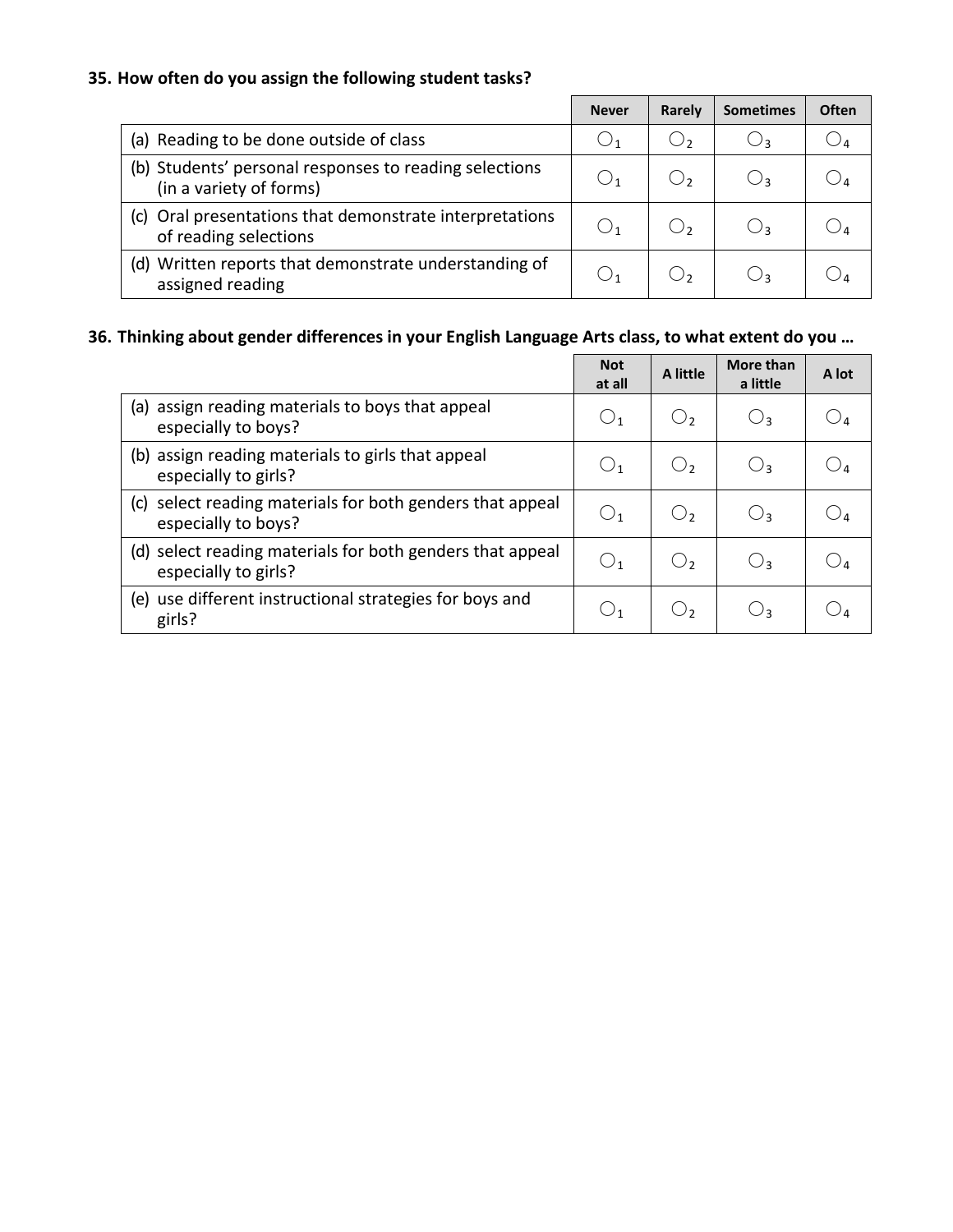**35. How often do you assign the following student tasks?**

| | Never | Rarely | Sometimes | Often |
|---|---|---|---|---|
| (a) Reading to be done outside of class | ○1 | ○2 | ○3 | ○4 |
| (b) Students' personal responses to reading selections (in a variety of forms) | ○1 | ○2 | ○3 | ○4 |
| (c) Oral presentations that demonstrate interpretations of reading selections | ○1 | ○2 | ○3 | ○4 |
| (d) Written reports that demonstrate understanding of assigned reading | ○1 | ○2 | ○3 | ○4 |

**36. Thinking about gender differences in your English Language Arts class, to what extent do you …**

| | Not at all | A little | More than a little | A lot |
|---|---|---|---|---|
| (a) assign reading materials to boys that appeal especially to boys? | ○1 | ○2 | ○3 | ○4 |
| (b) assign reading materials to girls that appeal especially to girls? | ○1 | ○2 | ○3 | ○4 |
| (c) select reading materials for both genders that appeal especially to boys? | ○1 | ○2 | ○3 | ○4 |
| (d) select reading materials for both genders that appeal especially to girls? | ○1 | ○2 | ○3 | ○4 |
| (e) use different instructional strategies for boys and girls? | ○1 | ○2 | ○3 | ○4 |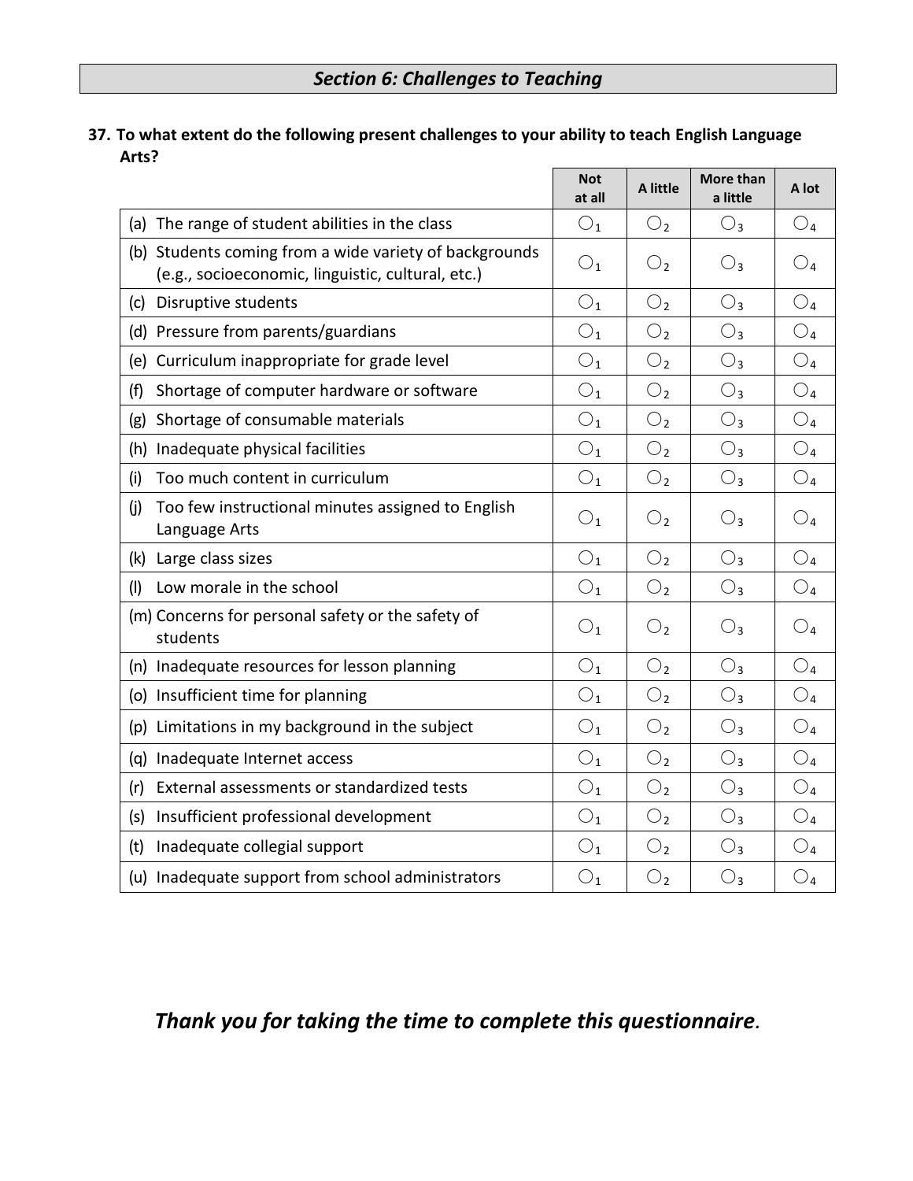## *Section 6: Challenges to Teaching*

**37. To what extent do the following present challenges to your ability to teach English Language Arts?**

| | Not at all | A little | More than a little | A lot |
|---|---|---|---|---|
| (a) The range of student abilities in the class | ○1 | ○2 | ○3 | ○4 |
| (b) Students coming from a wide variety of backgrounds (e.g., socioeconomic, linguistic, cultural, etc.) | ○1 | ○2 | ○3 | ○4 |
| (c) Disruptive students | ○1 | ○2 | ○3 | ○4 |
| (d) Pressure from parents/guardians | ○1 | ○2 | ○3 | ○4 |
| (e) Curriculum inappropriate for grade level | ○1 | ○2 | ○3 | ○4 |
| (f) Shortage of computer hardware or software | ○1 | ○2 | ○3 | ○4 |
| (g) Shortage of consumable materials | ○1 | ○2 | ○3 | ○4 |
| (h) Inadequate physical facilities | ○1 | ○2 | ○3 | ○4 |
| (i) Too much content in curriculum | ○1 | ○2 | ○3 | ○4 |
| (j) Too few instructional minutes assigned to English Language Arts | ○1 | ○2 | ○3 | ○4 |
| (k) Large class sizes | ○1 | ○2 | ○3 | ○4 |
| (l) Low morale in the school | ○1 | ○2 | ○3 | ○4 |
| (m) Concerns for personal safety or the safety of students | ○1 | ○2 | ○3 | ○4 |
| (n) Inadequate resources for lesson planning | ○1 | ○2 | ○3 | ○4 |
| (o) Insufficient time for planning | ○1 | ○2 | ○3 | ○4 |
| (p) Limitations in my background in the subject | ○1 | ○2 | ○3 | ○4 |
| (q) Inadequate Internet access | ○1 | ○2 | ○3 | ○4 |
| (r) External assessments or standardized tests | ○1 | ○2 | ○3 | ○4 |
| (s) Insufficient professional development | ○1 | ○2 | ○3 | ○4 |
| (t) Inadequate collegial support | ○1 | ○2 | ○3 | ○4 |
| (u) Inadequate support from school administrators | ○1 | ○2 | ○3 | ○4 |

***Thank you for taking the time to complete this questionnaire.***